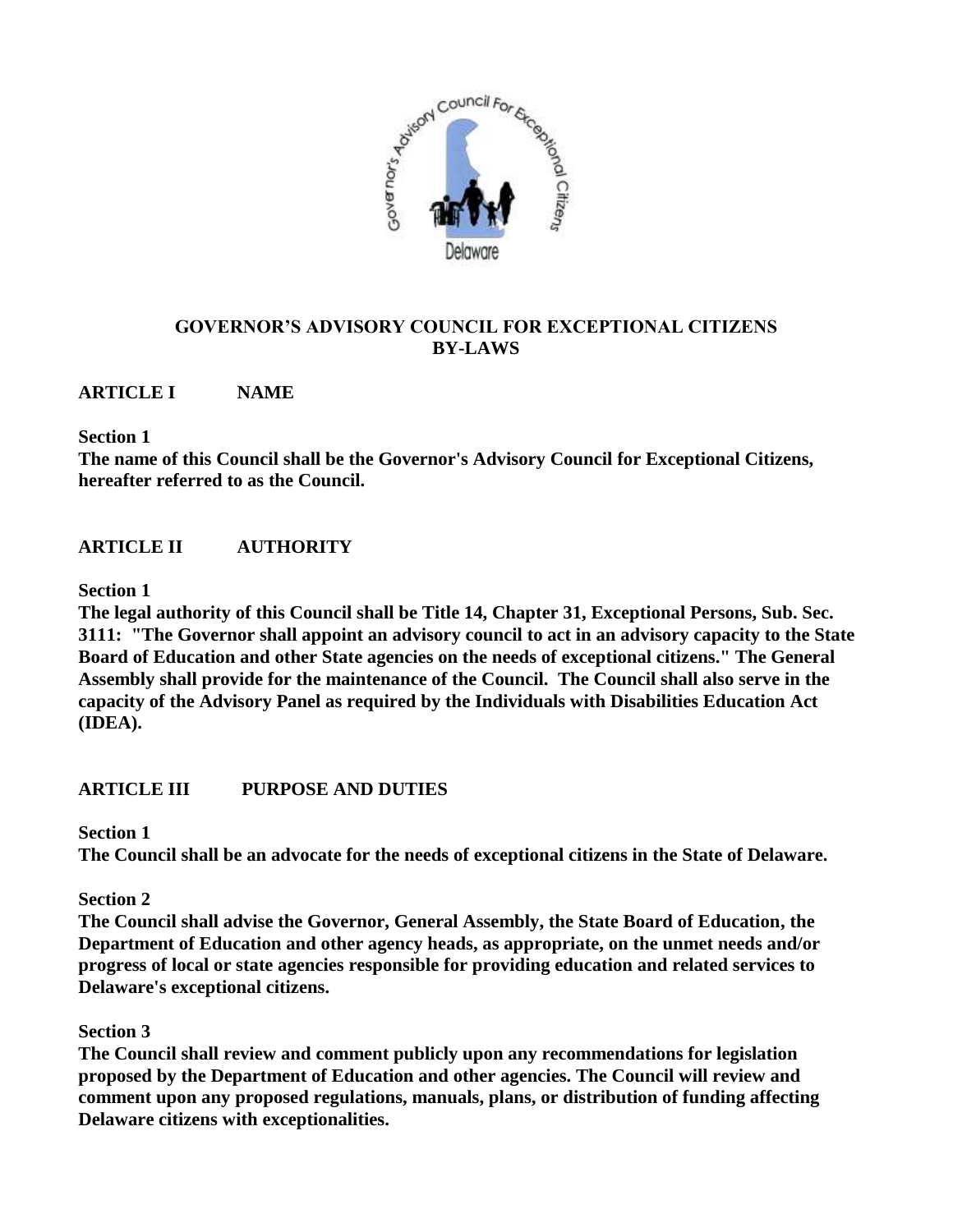# GOVERNOR'S ADVISORY COUNCIL FOR EXCEPTIONAL CITIZENS BY-LAWS

## ARTICLE I NAME

**Section 1**
**The name of this Council shall be the Governor's Advisory Council for Exceptional Citizens, hereafter referred to as the Council.**

## ARTICLE II AUTHORITY

**Section 1**
**The legal authority of this Council shall be Title 14, Chapter 31, Exceptional Persons, Sub. Sec. 3111: "The Governor shall appoint an advisory council to act in an advisory capacity to the State Board of Education and other State agencies on the needs of exceptional citizens." The General Assembly shall provide for the maintenance of the Council. The Council shall also serve in the capacity of the Advisory Panel as required by the Individuals with Disabilities Education Act (IDEA).**

## ARTICLE III PURPOSE AND DUTIES

**Section 1**
**The Council shall be an advocate for the needs of exceptional citizens in the State of Delaware.**

**Section 2**
**The Council shall advise the Governor, General Assembly, the State Board of Education, the Department of Education and other agency heads, as appropriate, on the unmet needs and/or progress of local or state agencies responsible for providing education and related services to Delaware's exceptional citizens.**

**Section 3**
**The Council shall review and comment publicly upon any recommendations for legislation proposed by the Department of Education and other agencies. The Council will review and comment upon any proposed regulations, manuals, plans, or distribution of funding affecting Delaware citizens with exceptionalities.**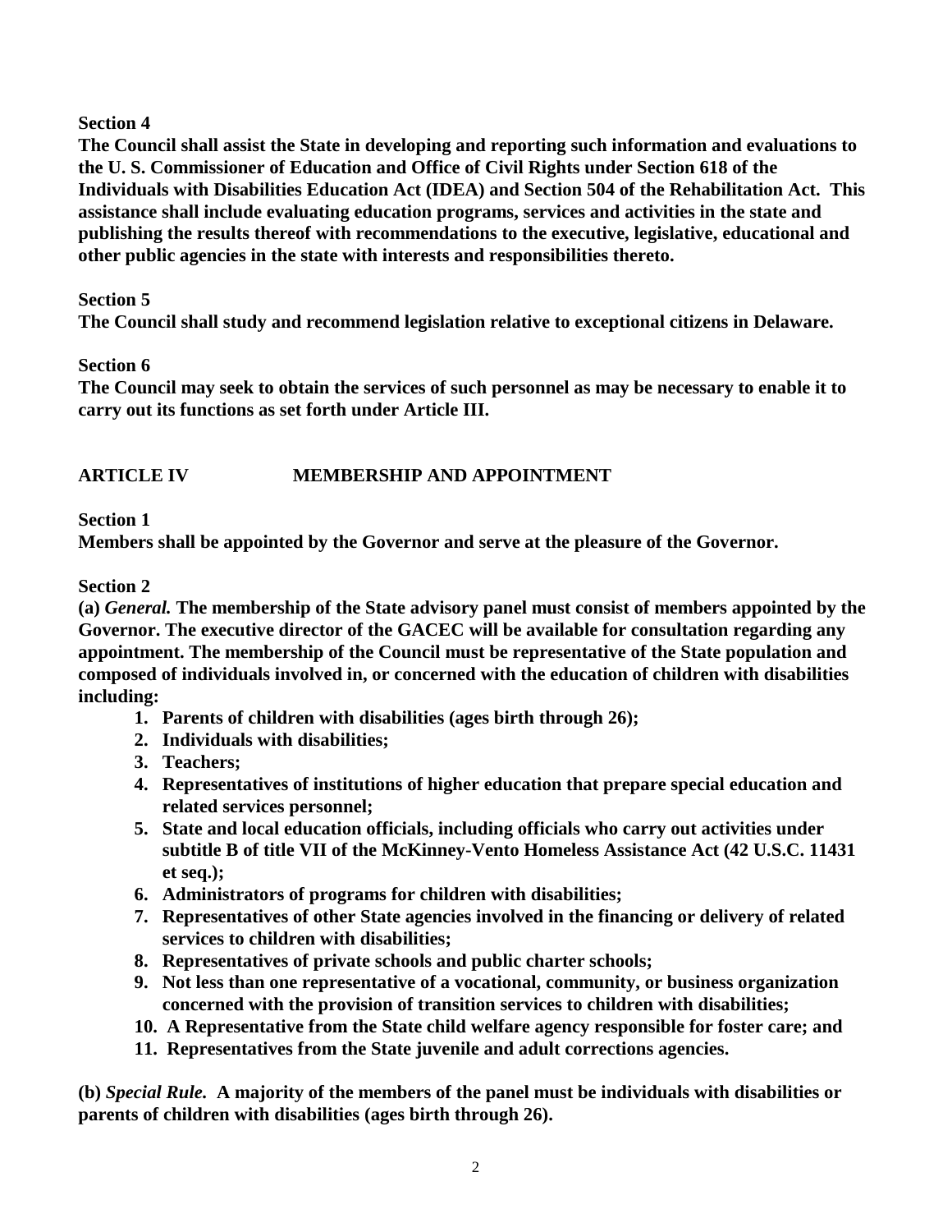**Section 4**

**The Council shall assist the State in developing and reporting such information and evaluations to the U. S. Commissioner of Education and Office of Civil Rights under Section 618 of the Individuals with Disabilities Education Act (IDEA) and Section 504 of the Rehabilitation Act. This assistance shall include evaluating education programs, services and activities in the state and publishing the results thereof with recommendations to the executive, legislative, educational and other public agencies in the state with interests and responsibilities thereto.**

**Section 5**

**The Council shall study and recommend legislation relative to exceptional citizens in Delaware.**

**Section 6**

**The Council may seek to obtain the services of such personnel as may be necessary to enable it to carry out its functions as set forth under Article III.**

## ARTICLE IV MEMBERSHIP AND APPOINTMENT

**Section 1**

**Members shall be appointed by the Governor and serve at the pleasure of the Governor.**

**Section 2**

**(a) *General.* The membership of the State advisory panel must consist of members appointed by the Governor. The executive director of the GACEC will be available for consultation regarding any appointment. The membership of the Council must be representative of the State population and composed of individuals involved in, or concerned with the education of children with disabilities including:**

1. **Parents of children with disabilities (ages birth through 26);**
2. **Individuals with disabilities;**
3. **Teachers;**
4. **Representatives of institutions of higher education that prepare special education and related services personnel;**
5. **State and local education officials, including officials who carry out activities under subtitle B of title VII of the McKinney-Vento Homeless Assistance Act (42 U.S.C. 11431 et seq.);**
6. **Administrators of programs for children with disabilities;**
7. **Representatives of other State agencies involved in the financing or delivery of related services to children with disabilities;**
8. **Representatives of private schools and public charter schools;**
9. **Not less than one representative of a vocational, community, or business organization concerned with the provision of transition services to children with disabilities;**
10. **A Representative from the State child welfare agency responsible for foster care; and**
11. **Representatives from the State juvenile and adult corrections agencies.**

**(b) *Special Rule.* A majority of the members of the panel must be individuals with disabilities or parents of children with disabilities (ages birth through 26).**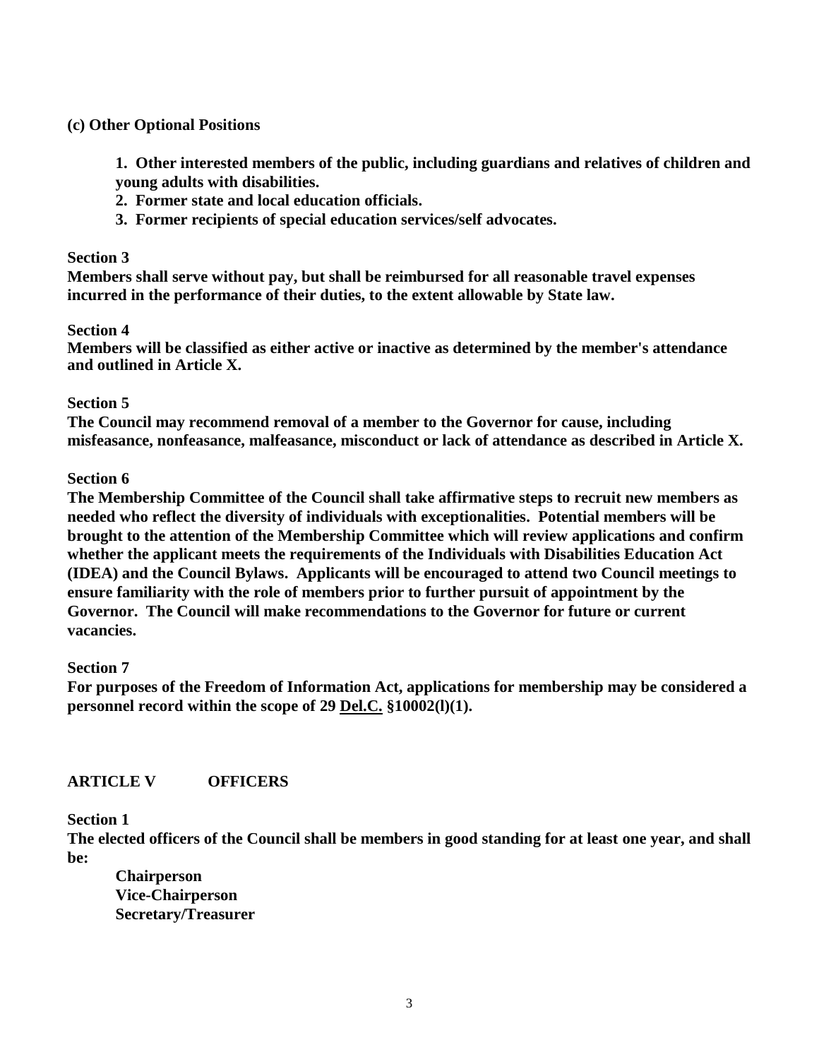**(c) Other Optional Positions**

1. **Other interested members of the public, including guardians and relatives of children and young adults with disabilities.**
2. **Former state and local education officials.**
3. **Former recipients of special education services/self advocates.**

**Section 3**

**Members shall serve without pay, but shall be reimbursed for all reasonable travel expenses incurred in the performance of their duties, to the extent allowable by State law.**

**Section 4**

**Members will be classified as either active or inactive as determined by the member's attendance and outlined in Article X.**

**Section 5**

**The Council may recommend removal of a member to the Governor for cause, including misfeasance, nonfeasance, malfeasance, misconduct or lack of attendance as described in Article X.**

**Section 6**

**The Membership Committee of the Council shall take affirmative steps to recruit new members as needed who reflect the diversity of individuals with exceptionalities. Potential members will be brought to the attention of the Membership Committee which will review applications and confirm whether the applicant meets the requirements of the Individuals with Disabilities Education Act (IDEA) and the Council Bylaws. Applicants will be encouraged to attend two Council meetings to ensure familiarity with the role of members prior to further pursuit of appointment by the Governor. The Council will make recommendations to the Governor for future or current vacancies.**

**Section 7**

**For purposes of the Freedom of Information Act, applications for membership may be considered a personnel record within the scope of 29 Del.C. §10002(l)(1).**

## ARTICLE V OFFICERS

**Section 1**

**The elected officers of the Council shall be members in good standing for at least one year, and shall be:**

**Chairperson**
**Vice-Chairperson**
**Secretary/Treasurer**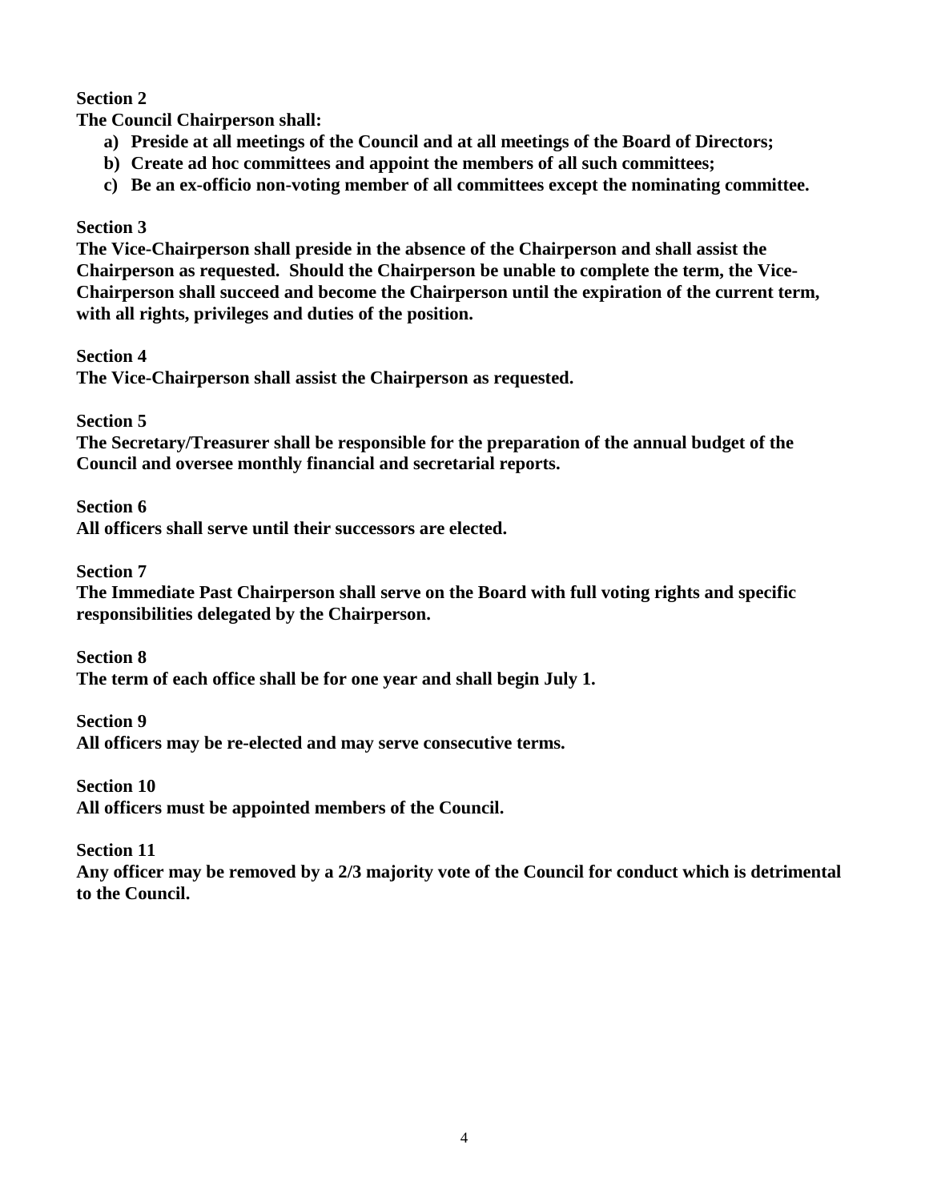**Section 2**

**The Council Chairperson shall:**

- **a) Preside at all meetings of the Council and at all meetings of the Board of Directors;**
- **b) Create ad hoc committees and appoint the members of all such committees;**
- **c) Be an ex-officio non-voting member of all committees except the nominating committee.**

**Section 3**

**The Vice-Chairperson shall preside in the absence of the Chairperson and shall assist the Chairperson as requested. Should the Chairperson be unable to complete the term, the Vice-Chairperson shall succeed and become the Chairperson until the expiration of the current term, with all rights, privileges and duties of the position.**

**Section 4**

**The Vice-Chairperson shall assist the Chairperson as requested.**

**Section 5**

**The Secretary/Treasurer shall be responsible for the preparation of the annual budget of the Council and oversee monthly financial and secretarial reports.**

**Section 6**

**All officers shall serve until their successors are elected.**

**Section 7**

**The Immediate Past Chairperson shall serve on the Board with full voting rights and specific responsibilities delegated by the Chairperson.**

**Section 8**

**The term of each office shall be for one year and shall begin July 1.**

**Section 9**

**All officers may be re-elected and may serve consecutive terms.**

**Section 10**

**All officers must be appointed members of the Council.**

**Section 11**

**Any officer may be removed by a 2/3 majority vote of the Council for conduct which is detrimental to the Council.**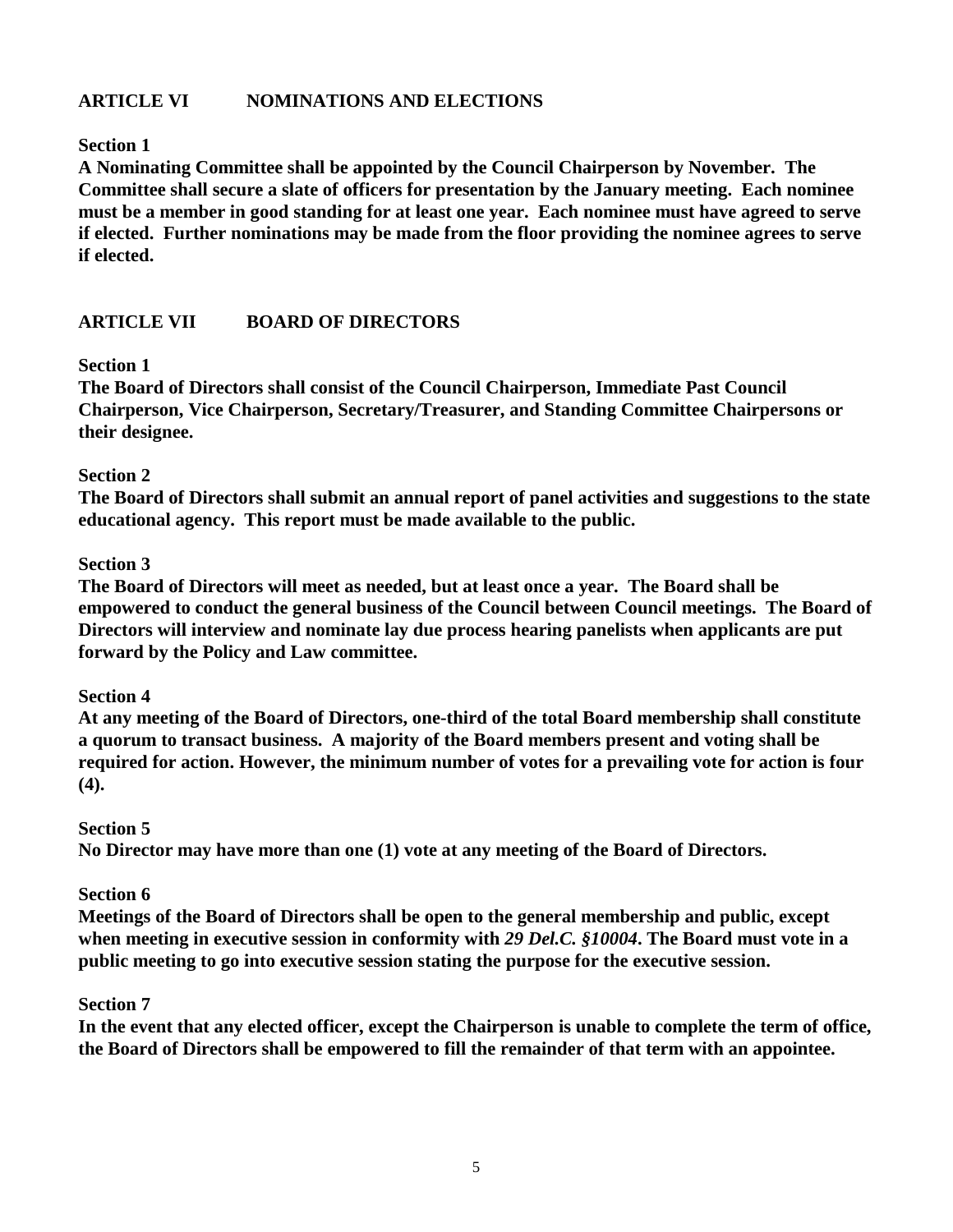## ARTICLE VI NOMINATIONS AND ELECTIONS

**Section 1**

**A Nominating Committee shall be appointed by the Council Chairperson by November. The Committee shall secure a slate of officers for presentation by the January meeting. Each nominee must be a member in good standing for at least one year. Each nominee must have agreed to serve if elected. Further nominations may be made from the floor providing the nominee agrees to serve if elected.**

## ARTICLE VII BOARD OF DIRECTORS

**Section 1**

**The Board of Directors shall consist of the Council Chairperson, Immediate Past Council Chairperson, Vice Chairperson, Secretary/Treasurer, and Standing Committee Chairpersons or their designee.**

**Section 2**

**The Board of Directors shall submit an annual report of panel activities and suggestions to the state educational agency. This report must be made available to the public.**

**Section 3**

**The Board of Directors will meet as needed, but at least once a year. The Board shall be empowered to conduct the general business of the Council between Council meetings. The Board of Directors will interview and nominate lay due process hearing panelists when applicants are put forward by the Policy and Law committee.**

**Section 4**

**At any meeting of the Board of Directors, one-third of the total Board membership shall constitute a quorum to transact business. A majority of the Board members present and voting shall be required for action. However, the minimum number of votes for a prevailing vote for action is four (4).**

**Section 5**

**No Director may have more than one (1) vote at any meeting of the Board of Directors.**

**Section 6**

**Meetings of the Board of Directors shall be open to the general membership and public, except when meeting in executive session in conformity with *29 Del.C. §10004*. The Board must vote in a public meeting to go into executive session stating the purpose for the executive session.**

**Section 7**

**In the event that any elected officer, except the Chairperson is unable to complete the term of office, the Board of Directors shall be empowered to fill the remainder of that term with an appointee.**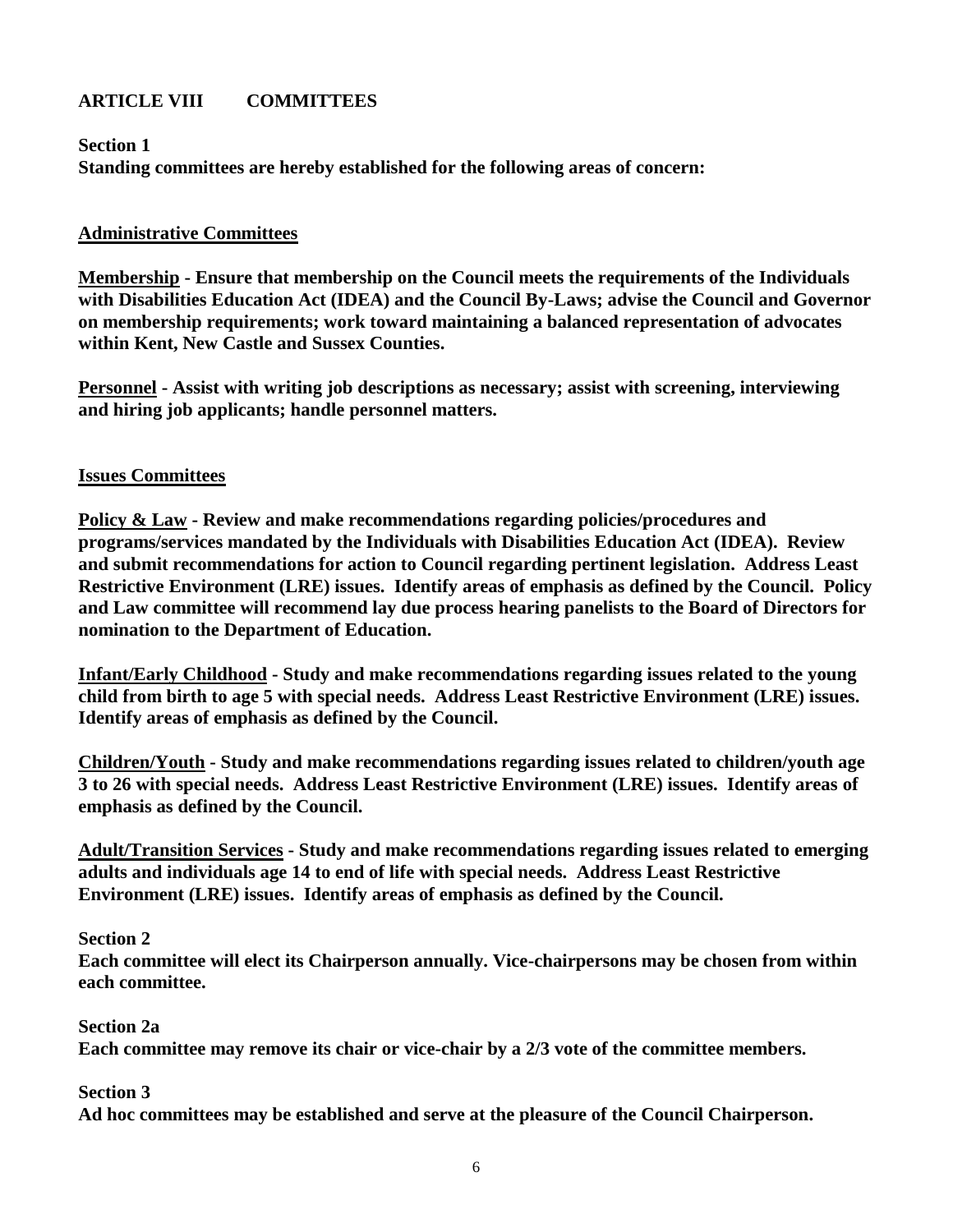## ARTICLE VIII COMMITTEES

**Section 1**
**Standing committees are hereby established for the following areas of concern:**

### Administrative Committees

**Membership - Ensure that membership on the Council meets the requirements of the Individuals with Disabilities Education Act (IDEA) and the Council By-Laws; advise the Council and Governor on membership requirements; work toward maintaining a balanced representation of advocates within Kent, New Castle and Sussex Counties.**

**Personnel - Assist with writing job descriptions as necessary; assist with screening, interviewing and hiring job applicants; handle personnel matters.**

### Issues Committees

**Policy & Law - Review and make recommendations regarding policies/procedures and programs/services mandated by the Individuals with Disabilities Education Act (IDEA). Review and submit recommendations for action to Council regarding pertinent legislation. Address Least Restrictive Environment (LRE) issues. Identify areas of emphasis as defined by the Council. Policy and Law committee will recommend lay due process hearing panelists to the Board of Directors for nomination to the Department of Education.**

**Infant/Early Childhood - Study and make recommendations regarding issues related to the young child from birth to age 5 with special needs. Address Least Restrictive Environment (LRE) issues. Identify areas of emphasis as defined by the Council.**

**Children/Youth - Study and make recommendations regarding issues related to children/youth age 3 to 26 with special needs. Address Least Restrictive Environment (LRE) issues. Identify areas of emphasis as defined by the Council.**

**Adult/Transition Services - Study and make recommendations regarding issues related to emerging adults and individuals age 14 to end of life with special needs. Address Least Restrictive Environment (LRE) issues. Identify areas of emphasis as defined by the Council.**

**Section 2**
**Each committee will elect its Chairperson annually. Vice-chairpersons may be chosen from within each committee.**

**Section 2a**
**Each committee may remove its chair or vice-chair by a 2/3 vote of the committee members.**

**Section 3**
**Ad hoc committees may be established and serve at the pleasure of the Council Chairperson.**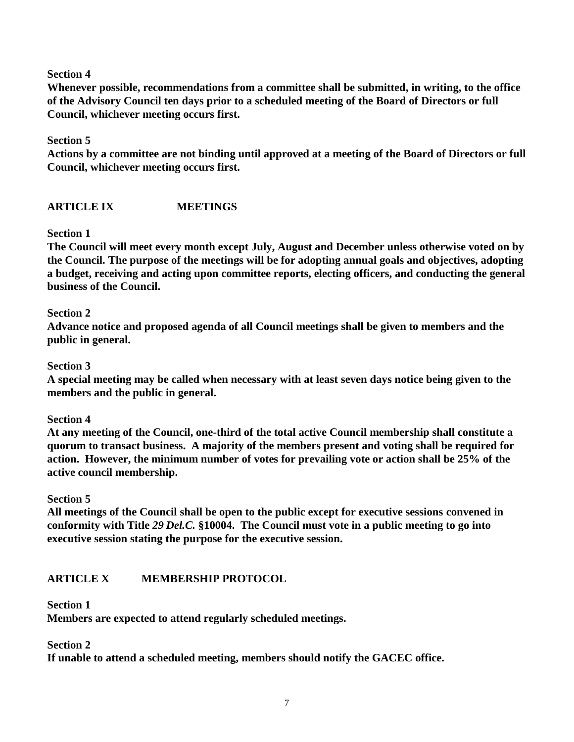**Section 4**
**Whenever possible, recommendations from a committee shall be submitted, in writing, to the office of the Advisory Council ten days prior to a scheduled meeting of the Board of Directors or full Council, whichever meeting occurs first.**

**Section 5**
**Actions by a committee are not binding until approved at a meeting of the Board of Directors or full Council, whichever meeting occurs first.**

## ARTICLE IX MEETINGS

**Section 1**
**The Council will meet every month except July, August and December unless otherwise voted on by the Council. The purpose of the meetings will be for adopting annual goals and objectives, adopting a budget, receiving and acting upon committee reports, electing officers, and conducting the general business of the Council.**

**Section 2**
**Advance notice and proposed agenda of all Council meetings shall be given to members and the public in general.**

**Section 3**
**A special meeting may be called when necessary with at least seven days notice being given to the members and the public in general.**

**Section 4**
**At any meeting of the Council, one-third of the total active Council membership shall constitute a quorum to transact business. A majority of the members present and voting shall be required for action. However, the minimum number of votes for prevailing vote or action shall be 25% of the active council membership.**

**Section 5**
**All meetings of the Council shall be open to the public except for executive sessions convened in conformity with Title *29 Del.C.* §10004. The Council must vote in a public meeting to go into executive session stating the purpose for the executive session.**

## ARTICLE X MEMBERSHIP PROTOCOL

**Section 1**
**Members are expected to attend regularly scheduled meetings.**

**Section 2**
**If unable to attend a scheduled meeting, members should notify the GACEC office.**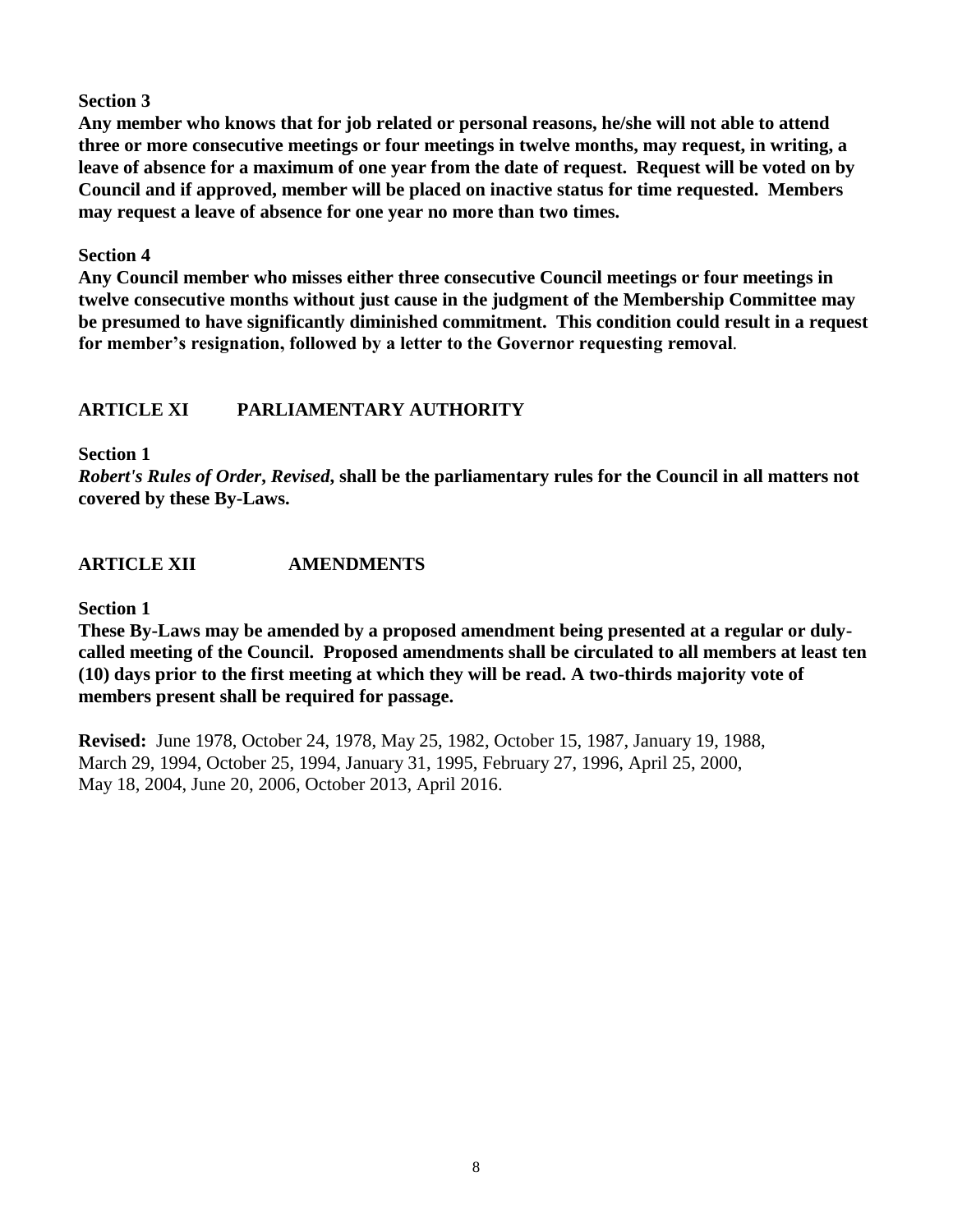**Section 3**

**Any member who knows that for job related or personal reasons, he/she will not able to attend three or more consecutive meetings or four meetings in twelve months, may request, in writing, a leave of absence for a maximum of one year from the date of request. Request will be voted on by Council and if approved, member will be placed on inactive status for time requested. Members may request a leave of absence for one year no more than two times.**

**Section 4**

**Any Council member who misses either three consecutive Council meetings or four meetings in twelve consecutive months without just cause in the judgment of the Membership Committee may be presumed to have significantly diminished commitment. This condition could result in a request for member's resignation, followed by a letter to the Governor requesting removal.**

## ARTICLE XI PARLIAMENTARY AUTHORITY

**Section 1**

***Robert's Rules of Order, Revised*, shall be the parliamentary rules for the Council in all matters not covered by these By-Laws.**

## ARTICLE XII AMENDMENTS

**Section 1**

**These By-Laws may be amended by a proposed amendment being presented at a regular or duly-called meeting of the Council. Proposed amendments shall be circulated to all members at least ten (10) days prior to the first meeting at which they will be read. A two-thirds majority vote of members present shall be required for passage.**

**Revised:** June 1978, October 24, 1978, May 25, 1982, October 15, 1987, January 19, 1988, March 29, 1994, October 25, 1994, January 31, 1995, February 27, 1996, April 25, 2000, May 18, 2004, June 20, 2006, October 2013, April 2016.